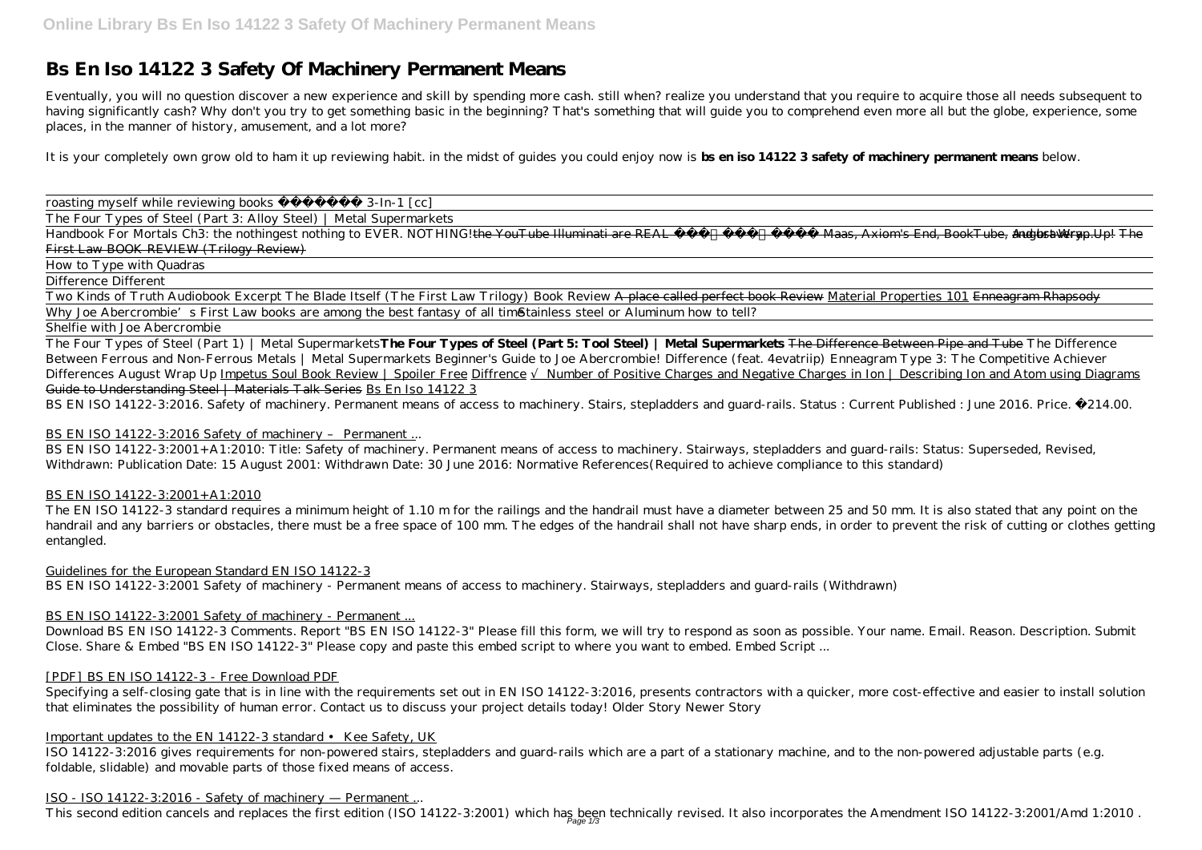#  Bs En Iso 14122 3 Safety Of Machinery Permanent Means

Eventually, you will no question discover a new experience and skill by spending more cash. still when? realize you understand that you require to acquire those all needs subsequent to having significantly cash? Why don't you try to get something basic in the beginning? That's something that will guide you to comprehend even more all but the globe, experience, some places, in the manner of history, amusement, and a lot more?

It is your completely own grow old to ham it up reviewing habit. in the midst of guides you could enjoy now is **bs en iso 14122 3 safety of machinery permanent means** below.

roasting myself while reviewing books 3-In-1 [cc]

The Four Types of Steel (Part 3: Alloy Steel) | Metal Supermarkets

Handbook For Mortals Ch3: the nothingest nothing to EVER. NOTHING! ~~the YouTube Illuminati are REAL Maas, Axiom's End, BookTube, and bravery~~ ~~August Wrap Up! The First Law BOOK REVIEW (Trilogy Review)~~

How to Type with Quadras

Difference Different

Two Kinds of Truth Audiobook Excerpt The Blade Itself (The First Law Trilogy) Book Review ~~A place called perfect book Review~~ Material Properties 101 ~~Enneagram Rhapsody~~

Why Joe Abercrombie's First Law books are among the best fantasy of all time Stainless steel or Aluminum how to tell?

Shelfie with Joe Abercrombie

The Four Types of Steel (Part 1) | Metal Supermarkets **The Four Types of Steel (Part 5: Tool Steel) | Metal Supermarkets** ~~The Difference Between Pipe and Tube~~ *The Difference Between Ferrous and Non-Ferrous Metals | Metal Supermarkets* *Beginner's Guide to Joe Abercrombie!* *Difference (feat. 4evatriip)* *Enneagram Type 3: The Competitive Achiever* *Differences* *August Wrap Up* Impetus Soul Book Review | Spoiler Free Diffrence √ Number of Positive Charges and Negative Charges in Ion | Describing Ion and Atom using Diagrams Guide to Understanding Steel | Materials Talk Series Bs En Iso 14122 3

BS EN ISO 14122-3:2016. Safety of machinery. Permanent means of access to machinery. Stairs, stepladders and guard-rails. Status : Current Published : June 2016. Price. £214.00.

BS EN ISO 14122-3:2016 Safety of machinery – Permanent ...

BS EN ISO 14122-3:2001+A1:2010: Title: Safety of machinery. Permanent means of access to machinery. Stairways, stepladders and guard-rails: Status: Superseded, Revised, Withdrawn: Publication Date: 15 August 2001: Withdrawn Date: 30 June 2016: Normative References(Required to achieve compliance to this standard)

BS EN ISO 14122-3:2001+A1:2010

The EN ISO 14122-3 standard requires a minimum height of 1.10 m for the railings and the handrail must have a diameter between 25 and 50 mm. It is also stated that any point on the handrail and any barriers or obstacles, there must be a free space of 100 mm. The edges of the handrail shall not have sharp ends, in order to prevent the risk of cutting or clothes getting entangled.

Guidelines for the European Standard EN ISO 14122-3

BS EN ISO 14122-3:2001 Safety of machinery - Permanent means of access to machinery. Stairways, stepladders and guard-rails (Withdrawn)

BS EN ISO 14122-3:2001 Safety of machinery - Permanent ...

Download BS EN ISO 14122-3 Comments. Report "BS EN ISO 14122-3" Please fill this form, we will try to respond as soon as possible. Your name. Email. Reason. Description. Submit Close. Share & Embed "BS EN ISO 14122-3" Please copy and paste this embed script to where you want to embed. Embed Script ...

[PDF] BS EN ISO 14122-3 - Free Download PDF

Specifying a self-closing gate that is in line with the requirements set out in EN ISO 14122-3:2016, presents contractors with a quicker, more cost-effective and easier to install solution that eliminates the possibility of human error. Contact us to discuss your project details today! Older Story Newer Story

Important updates to the EN 14122-3 standard • Kee Safety, UK

ISO 14122-3:2016 gives requirements for non-powered stairs, stepladders and guard-rails which are a part of a stationary machine, and to the non-powered adjustable parts (e.g. foldable, slidable) and movable parts of those fixed means of access.

ISO - ISO 14122-3:2016 - Safety of machinery — Permanent ...

This second edition cancels and replaces the first edition (ISO 14122-3:2001) which has been technically revised. It also incorporates the Amendment ISO 14122-3:2001/Amd 1:2010 .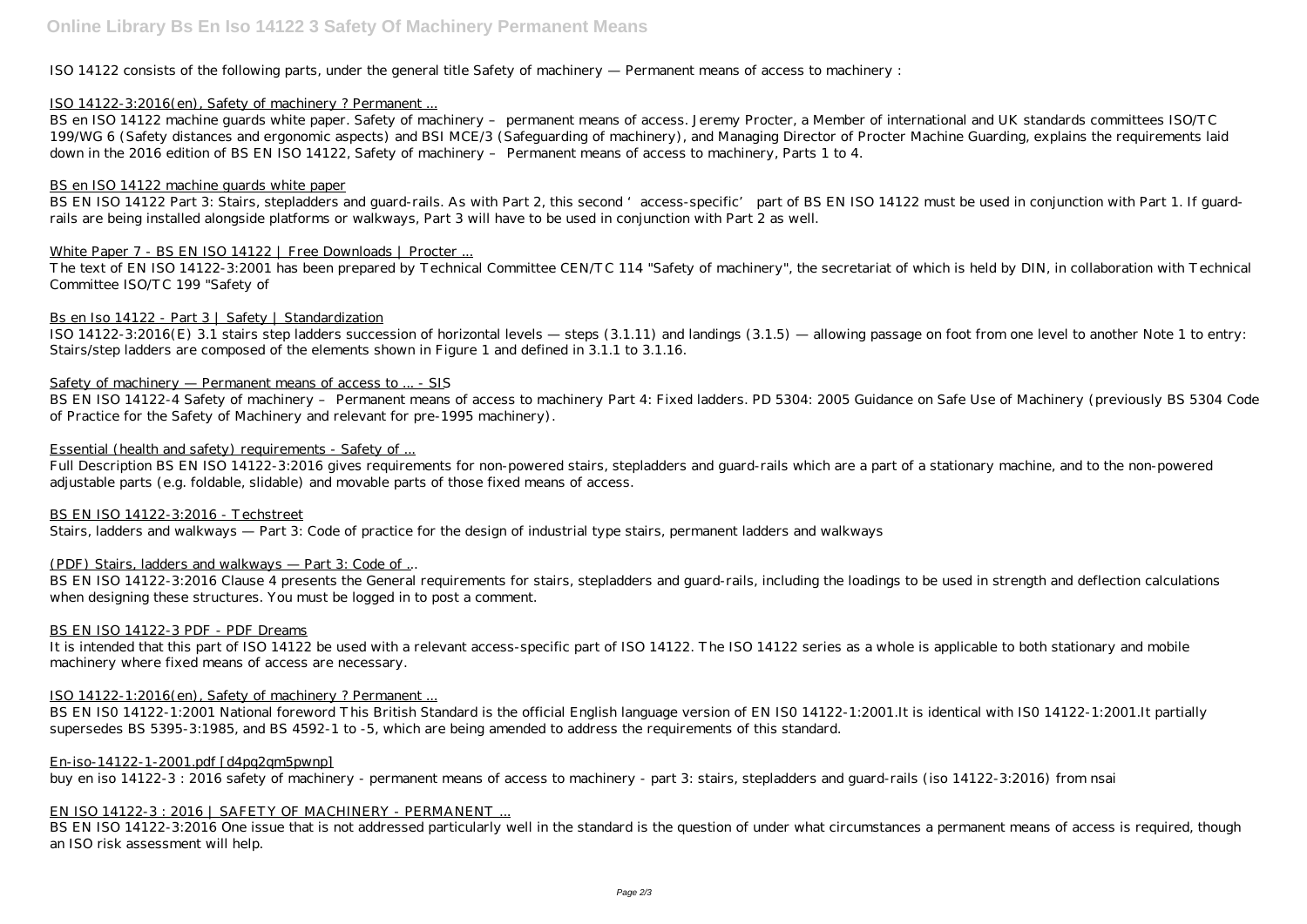ISO 14122 consists of the following parts, under the general title Safety of machinery — Permanent means of access to machinery :

## ISO 14122-3:2016(en), Safety of machinery ? Permanent ...

BS en ISO 14122 machine guards white paper. Safety of machinery – permanent means of access. Jeremy Procter, a Member of international and UK standards committees ISO/TC 199/WG 6 (Safety distances and ergonomic aspects) and BSI MCE/3 (Safeguarding of machinery), and Managing Director of Procter Machine Guarding, explains the requirements laid down in the 2016 edition of BS EN ISO 14122, Safety of machinery – Permanent means of access to machinery, Parts 1 to 4.

## BS en ISO 14122 machine guards white paper

BS EN ISO 14122 Part 3: Stairs, stepladders and guard-rails. As with Part 2, this second 'access-specific' part of BS EN ISO 14122 must be used in conjunction with Part 1. If guard-rails are being installed alongside platforms or walkways, Part 3 will have to be used in conjunction with Part 2 as well.

## White Paper 7 - BS EN ISO 14122 | Free Downloads | Procter ...

The text of EN ISO 14122-3:2001 has been prepared by Technical Committee CEN/TC 114 "Safety of machinery", the secretariat of which is held by DIN, in collaboration with Technical Committee ISO/TC 199 "Safety of

## Bs en Iso 14122 - Part 3 | Safety | Standardization

ISO 14122-3:2016(E) 3.1 stairs step ladders succession of horizontal levels — steps (3.1.11) and landings (3.1.5) — allowing passage on foot from one level to another Note 1 to entry: Stairs/step ladders are composed of the elements shown in Figure 1 and defined in 3.1.1 to 3.1.16.

## Safety of machinery — Permanent means of access to ... - SIS

BS EN ISO 14122-4 Safety of machinery – Permanent means of access to machinery Part 4: Fixed ladders. PD 5304: 2005 Guidance on Safe Use of Machinery (previously BS 5304 Code of Practice for the Safety of Machinery and relevant for pre-1995 machinery).

## Essential (health and safety) requirements - Safety of ...

Full Description BS EN ISO 14122-3:2016 gives requirements for non-powered stairs, stepladders and guard-rails which are a part of a stationary machine, and to the non-powered adjustable parts (e.g. foldable, slidable) and movable parts of those fixed means of access.

## BS EN ISO 14122-3:2016 - Techstreet

Stairs, ladders and walkways — Part 3: Code of practice for the design of industrial type stairs, permanent ladders and walkways

## (PDF) Stairs, ladders and walkways — Part 3: Code of ...

BS EN ISO 14122-3:2016 Clause 4 presents the General requirements for stairs, stepladders and guard-rails, including the loadings to be used in strength and deflection calculations when designing these structures. You must be logged in to post a comment.

## BS EN ISO 14122-3 PDF - PDF Dreams

It is intended that this part of ISO 14122 be used with a relevant access-specific part of ISO 14122. The ISO 14122 series as a whole is applicable to both stationary and mobile machinery where fixed means of access are necessary.

## ISO 14122-1:2016(en), Safety of machinery ? Permanent ...

BS EN IS0 14122-1:2001 National foreword This British Standard is the official English language version of EN IS0 14122-1:2001.It is identical with IS0 14122-1:2001.It partially supersedes BS 5395-3:1985, and BS 4592-1 to -5, which are being amended to address the requirements of this standard.

## En-iso-14122-1-2001.pdf [d4pq2qm5pwnp]

buy en iso 14122-3 : 2016 safety of machinery - permanent means of access to machinery - part 3: stairs, stepladders and guard-rails (iso 14122-3:2016) from nsai

## EN ISO 14122-3 : 2016 | SAFETY OF MACHINERY - PERMANENT ...

BS EN ISO 14122-3:2016 One issue that is not addressed particularly well in the standard is the question of under what circumstances a permanent means of access is required, though an ISO risk assessment will help.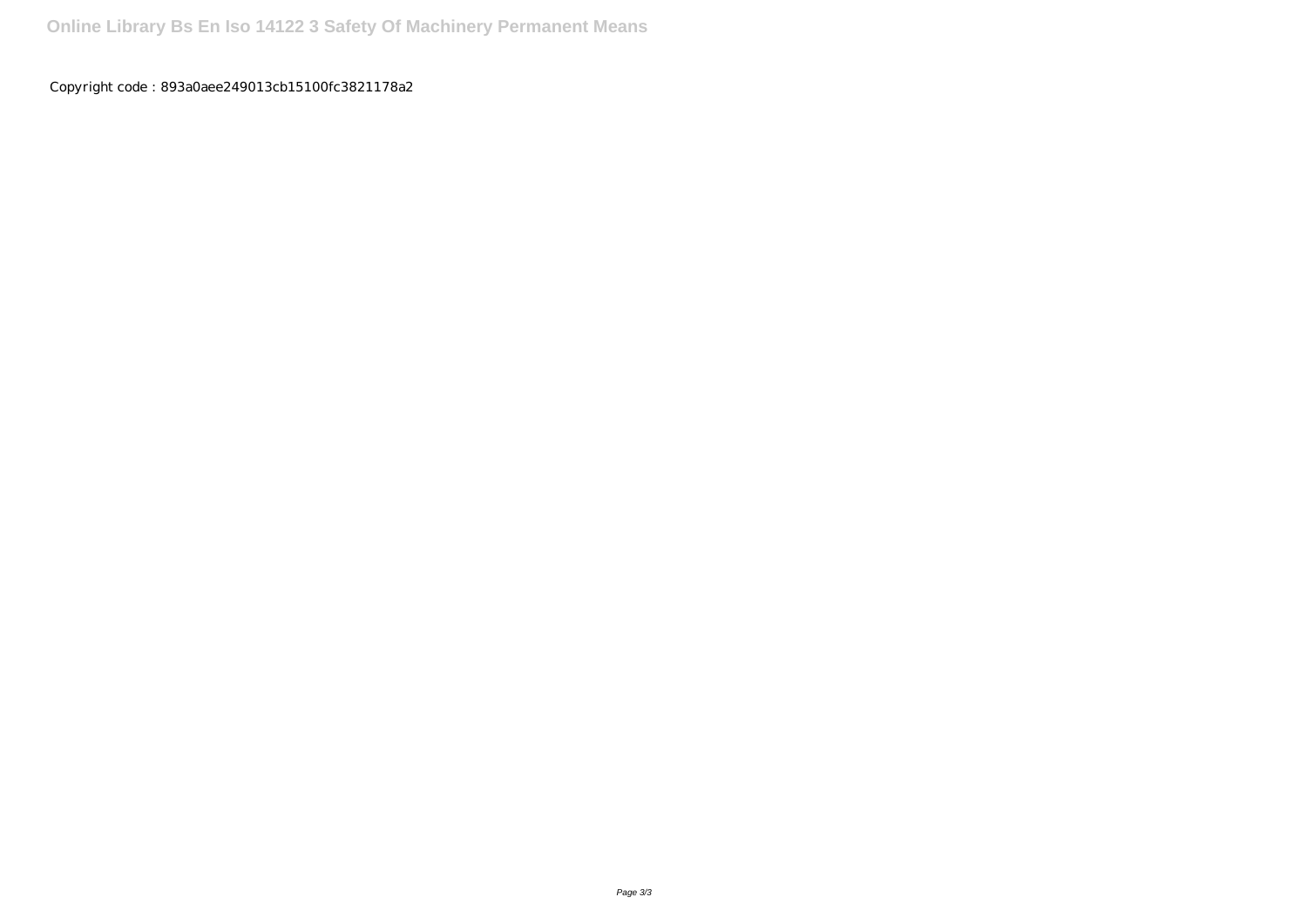Copyright code : 893a0aee249013cb15100fc3821178a2